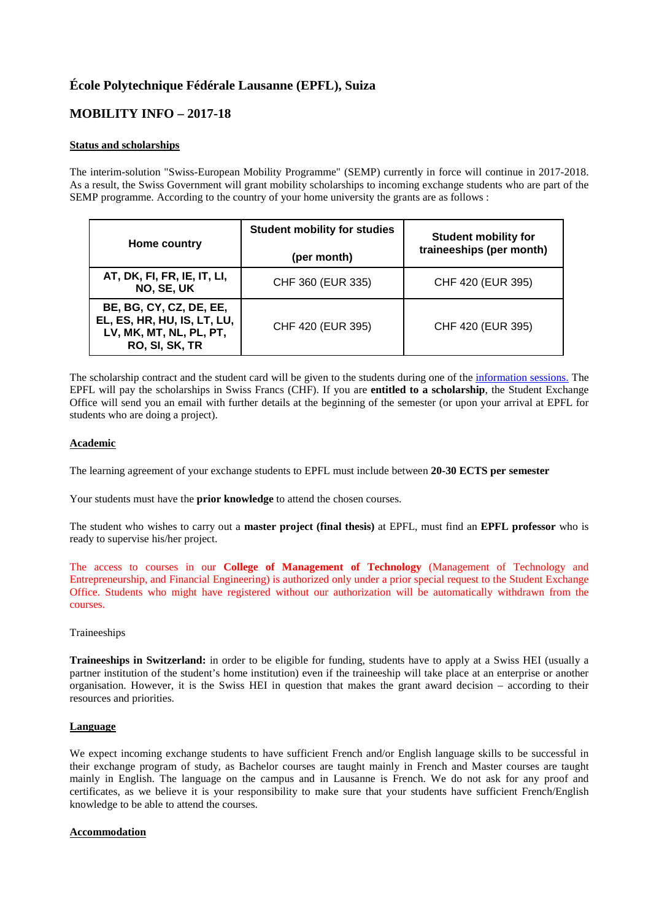# École Polytechnique Fédérale Lausanne (EPFL), Suiza

## MOBILITY INFO – 2017-18

**Status and scholarships**

The interim-solution "Swiss-European Mobility Programme" (SEMP) currently in force will continue in 2017-2018. As a result, the Swiss Government will grant mobility scholarships to incoming exchange students who are part of the SEMP programme. According to the country of your home university the grants are as follows :

| Home country | Student mobility for studies (per month) | Student mobility for traineeships (per month) |
|---|---|---|
| AT, DK, FI, FR, IE, IT, LI, NO, SE, UK | CHF 360 (EUR 335) | CHF 420 (EUR 395) |
| BE, BG, CY, CZ, DE, EE, EL, ES, HR, HU, IS, LT, LU, LV, MK, MT, NL, PL, PT, RO, SI, SK, TR | CHF 420 (EUR 395) | CHF 420 (EUR 395) |

The scholarship contract and the student card will be given to the students during one of the information sessions. The EPFL will pay the scholarships in Swiss Francs (CHF). If you are **entitled to a scholarship**, the Student Exchange Office will send you an email with further details at the beginning of the semester (or upon your arrival at EPFL for students who are doing a project).

**Academic**

The learning agreement of your exchange students to EPFL must include between **20-30 ECTS per semester**

Your students must have the **prior knowledge** to attend the chosen courses.

The student who wishes to carry out a **master project (final thesis)** at EPFL, must find an **EPFL professor** who is ready to supervise his/her project.

The access to courses in our **College of Management of Technology** (Management of Technology and Entrepreneurship, and Financial Engineering) is authorized only under a prior special request to the Student Exchange Office. Students who might have registered without our authorization will be automatically withdrawn from the courses.

Traineeships

**Traineeships in Switzerland:** in order to be eligible for funding, students have to apply at a Swiss HEI (usually a partner institution of the student's home institution) even if the traineeship will take place at an enterprise or another organisation. However, it is the Swiss HEI in question that makes the grant award decision – according to their resources and priorities.

**Language**

We expect incoming exchange students to have sufficient French and/or English language skills to be successful in their exchange program of study, as Bachelor courses are taught mainly in French and Master courses are taught mainly in English. The language on the campus and in Lausanne is French. We do not ask for any proof and certificates, as we believe it is your responsibility to make sure that your students have sufficient French/English knowledge to be able to attend the courses.

**Accommodation**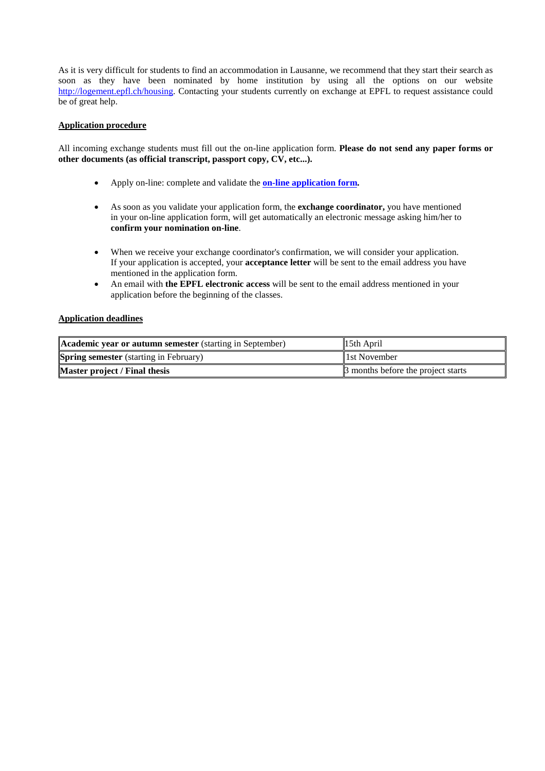As it is very difficult for students to find an accommodation in Lausanne, we recommend that they start their search as soon as they have been nominated by home institution by using all the options on our website http://logement.epfl.ch/housing. Contacting your students currently on exchange at EPFL to request assistance could be of great help.

**Application procedure**

All incoming exchange students must fill out the on-line application form. **Please do not send any paper forms or other documents (as official transcript, passport copy, CV, etc...).**

- Apply on-line: complete and validate the **on-line application form.**

- As soon as you validate your application form, the **exchange coordinator,** you have mentioned in your on-line application form, will get automatically an electronic message asking him/her to **confirm your nomination on-line**.

- When we receive your exchange coordinator's confirmation, we will consider your application. If your application is accepted, your **acceptance letter** will be sent to the email address you have mentioned in the application form.
- An email with **the EPFL electronic access** will be sent to the email address mentioned in your application before the beginning of the classes.

**Application deadlines**

| | |
|---|---|
| **Academic year or autumn semester** (starting in September) | 15th April |
| **Spring semester** (starting in February) | 1st November |
| **Master project / Final thesis** | 3 months before the project starts |